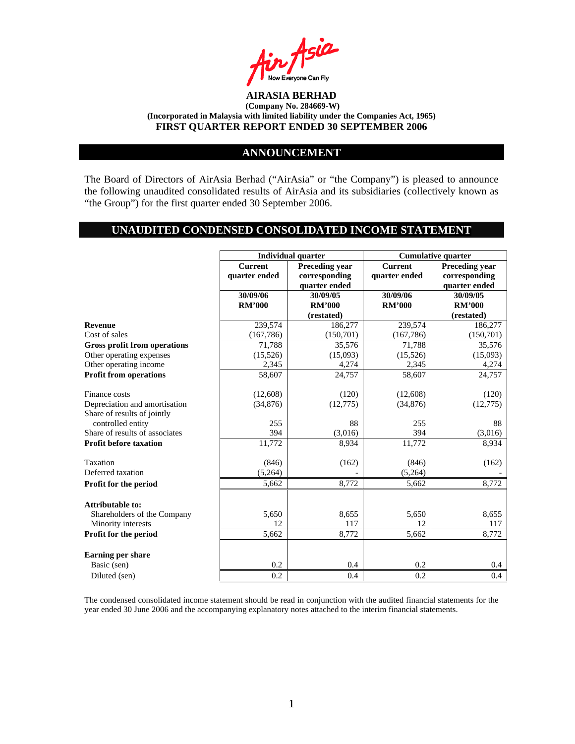AirAsia
Now Everyone Can Fly

# AIRASIA BERHAD

**(Company No. 284669-W)**
**(Incorporated in Malaysia with limited liability under the Companies Act, 1965)**

**FIRST QUARTER REPORT ENDED 30 SEPTEMBER 2006**

## ANNOUNCEMENT

The Board of Directors of AirAsia Berhad ("AirAsia" or "the Company") is pleased to announce the following unaudited consolidated results of AirAsia and its subsidiaries (collectively known as "the Group") for the first quarter ended 30 September 2006.

## UNAUDITED CONDENSED CONSOLIDATED INCOME STATEMENT

| | Individual quarter | | Cumulative quarter | |
|---|---|---|---|---|
| | Current quarter ended | Preceding year corresponding quarter ended | Current quarter ended | Preceding year corresponding quarter ended |
| | 30/09/06 RM'000 | 30/09/05 RM'000 (restated) | 30/09/06 RM'000 | 30/09/05 RM'000 (restated) |
| **Revenue** | 239,574 | 186,277 | 239,574 | 186,277 |
| Cost of sales | (167,786) | (150,701) | (167,786) | (150,701) |
| **Gross profit from operations** | 71,788 | 35,576 | 71,788 | 35,576 |
| Other operating expenses | (15,526) | (15,093) | (15,526) | (15,093) |
| Other operating income | 2,345 | 4,274 | 2,345 | 4,274 |
| **Profit from operations** | 58,607 | 24,757 | 58,607 | 24,757 |
| Finance costs | (12,608) | (120) | (12,608) | (120) |
| Depreciation and amortisation | (34,876) | (12,775) | (34,876) | (12,775) |
| Share of results of jointly controlled entity | 255 | 88 | 255 | 88 |
| Share of results of associates | 394 | (3,016) | 394 | (3,016) |
| **Profit before taxation** | 11,772 | 8,934 | 11,772 | 8,934 |
| Taxation | (846) | (162) | (846) | (162) |
| Deferred taxation | (5,264) | - | (5,264) | - |
| **Profit for the period** | 5,662 | 8,772 | 5,662 | 8,772 |
| **Attributable to:** | | | | |
| Shareholders of the Company | 5,650 | 8,655 | 5,650 | 8,655 |
| Minority interests | 12 | 117 | 12 | 117 |
| **Profit for the period** | 5,662 | 8,772 | 5,662 | 8,772 |
| **Earning per share** | | | | |
| Basic (sen) | 0.2 | 0.4 | 0.2 | 0.4 |
| Diluted (sen) | 0.2 | 0.4 | 0.2 | 0.4 |

The condensed consolidated income statement should be read in conjunction with the audited financial statements for the year ended 30 June 2006 and the accompanying explanatory notes attached to the interim financial statements.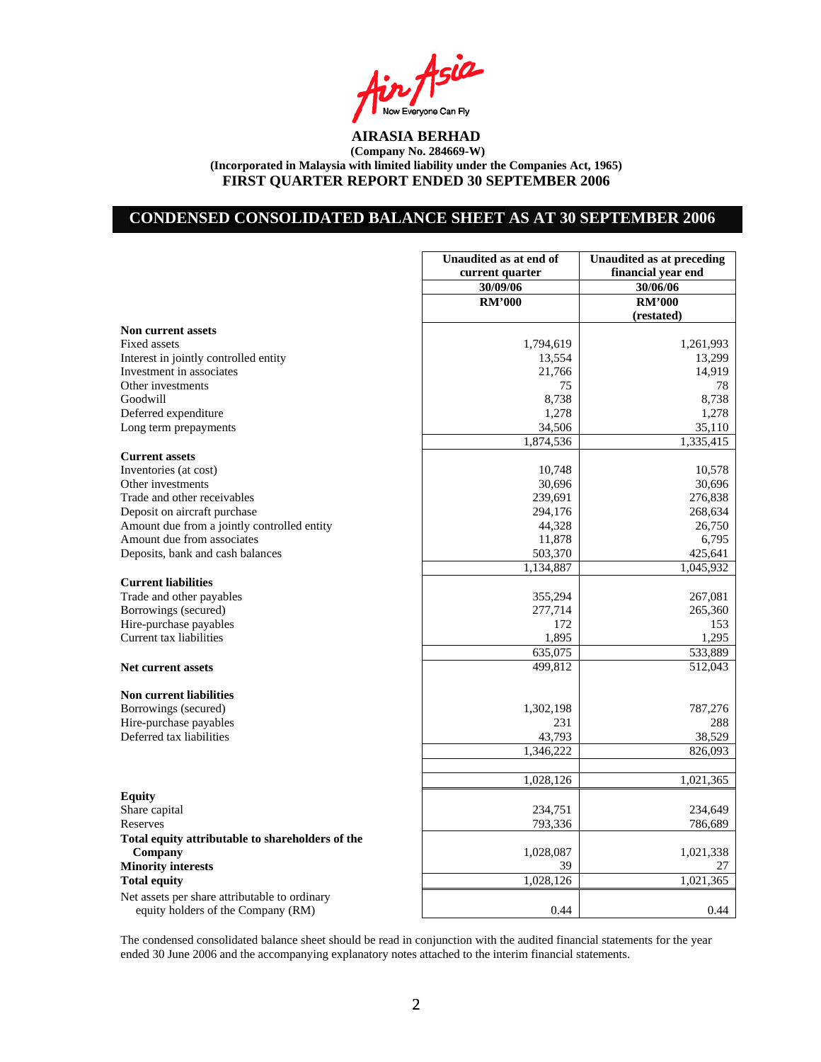**AIRASIA BERHAD**
**(Company No. 284669-W)**
**(Incorporated in Malaysia with limited liability under the Companies Act, 1965)**
**FIRST QUARTER REPORT ENDED 30 SEPTEMBER 2006**

## CONDENSED CONSOLIDATED BALANCE SHEET AS AT 30 SEPTEMBER 2006

| | Unaudited as at end of current quarter | Unaudited as at preceding financial year end |
|---|---|---|
| | 30/09/06 | 30/06/06 |
| | RM'000 | RM'000 (restated) |
| **Non current assets** | | |
| Fixed assets | 1,794,619 | 1,261,993 |
| Interest in jointly controlled entity | 13,554 | 13,299 |
| Investment in associates | 21,766 | 14,919 |
| Other investments | 75 | 78 |
| Goodwill | 8,738 | 8,738 |
| Deferred expenditure | 1,278 | 1,278 |
| Long term prepayments | 34,506 | 35,110 |
| | 1,874,536 | 1,335,415 |
| **Current assets** | | |
| Inventories (at cost) | 10,748 | 10,578 |
| Other investments | 30,696 | 30,696 |
| Trade and other receivables | 239,691 | 276,838 |
| Deposit on aircraft purchase | 294,176 | 268,634 |
| Amount due from a jointly controlled entity | 44,328 | 26,750 |
| Amount due from associates | 11,878 | 6,795 |
| Deposits, bank and cash balances | 503,370 | 425,641 |
| | 1,134,887 | 1,045,932 |
| **Current liabilities** | | |
| Trade and other payables | 355,294 | 267,081 |
| Borrowings (secured) | 277,714 | 265,360 |
| Hire-purchase payables | 172 | 153 |
| Current tax liabilities | 1,895 | 1,295 |
| | 635,075 | 533,889 |
| **Net current assets** | 499,812 | 512,043 |
| **Non current liabilities** | | |
| Borrowings (secured) | 1,302,198 | 787,276 |
| Hire-purchase payables | 231 | 288 |
| Deferred tax liabilities | 43,793 | 38,529 |
| | 1,346,222 | 826,093 |
| | 1,028,126 | 1,021,365 |
| **Equity** | | |
| Share capital | 234,751 | 234,649 |
| Reserves | 793,336 | 786,689 |
| **Total equity attributable to shareholders of the Company** | 1,028,087 | 1,021,338 |
| **Minority interests** | 39 | 27 |
| **Total equity** | 1,028,126 | 1,021,365 |
| Net assets per share attributable to ordinary equity holders of the Company (RM) | 0.44 | 0.44 |

The condensed consolidated balance sheet should be read in conjunction with the audited financial statements for the year ended 30 June 2006 and the accompanying explanatory notes attached to the interim financial statements.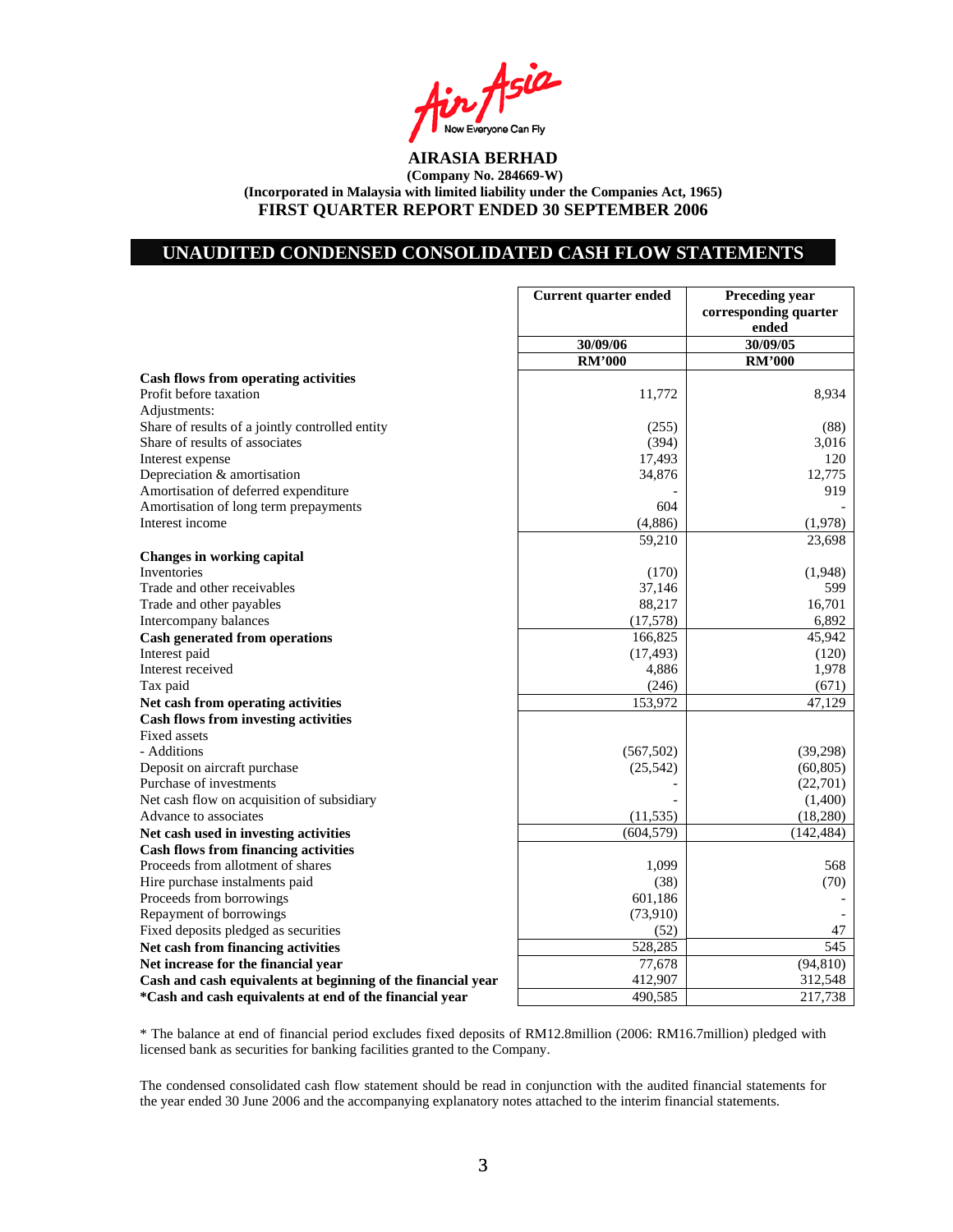# AIRASIA BERHAD

**(Company No. 284669-W)**
**(Incorporated in Malaysia with limited liability under the Companies Act, 1965)**
**FIRST QUARTER REPORT ENDED 30 SEPTEMBER 2006**

## UNAUDITED CONDENSED CONSOLIDATED CASH FLOW STATEMENTS

| | Current quarter ended | Preceding year corresponding quarter ended |
|---|---|---|
| | 30/09/06 | 30/09/05 |
| | RM'000 | RM'000 |
| **Cash flows from operating activities** | | |
| Profit before taxation | 11,772 | 8,934 |
| Adjustments: | | |
| Share of results of a jointly controlled entity | (255) | (88) |
| Share of results of associates | (394) | 3,016 |
| Interest expense | 17,493 | 120 |
| Depreciation & amortisation | 34,876 | 12,775 |
| Amortisation of deferred expenditure | - | 919 |
| Amortisation of long term prepayments | 604 | - |
| Interest income | (4,886) | (1,978) |
| | 59,210 | 23,698 |
| **Changes in working capital** | | |
| Inventories | (170) | (1,948) |
| Trade and other receivables | 37,146 | 599 |
| Trade and other payables | 88,217 | 16,701 |
| Intercompany balances | (17,578) | 6,892 |
| **Cash generated from operations** | 166,825 | 45,942 |
| Interest paid | (17,493) | (120) |
| Interest received | 4,886 | 1,978 |
| Tax paid | (246) | (671) |
| **Net cash from operating activities** | 153,972 | 47,129 |
| **Cash flows from investing activities** | | |
| Fixed assets | | |
| - Additions | (567,502) | (39,298) |
| Deposit on aircraft purchase | (25,542) | (60,805) |
| Purchase of investments | - | (22,701) |
| Net cash flow on acquisition of subsidiary | - | (1,400) |
| Advance to associates | (11,535) | (18,280) |
| **Net cash used in investing activities** | (604,579) | (142,484) |
| **Cash flows from financing activities** | | |
| Proceeds from allotment of shares | 1,099 | 568 |
| Hire purchase instalments paid | (38) | (70) |
| Proceeds from borrowings | 601,186 | - |
| Repayment of borrowings | (73,910) | - |
| Fixed deposits pledged as securities | (52) | 47 |
| **Net cash from financing activities** | 528,285 | 545 |
| **Net increase for the financial year** | 77,678 | (94,810) |
| **Cash and cash equivalents at beginning of the financial year** | 412,907 | 312,548 |
| ***Cash and cash equivalents at end of the financial year** | 490,585 | 217,738 |

* The balance at end of financial period excludes fixed deposits of RM12.8million (2006: RM16.7million) pledged with licensed bank as securities for banking facilities granted to the Company.

The condensed consolidated cash flow statement should be read in conjunction with the audited financial statements for the year ended 30 June 2006 and the accompanying explanatory notes attached to the interim financial statements.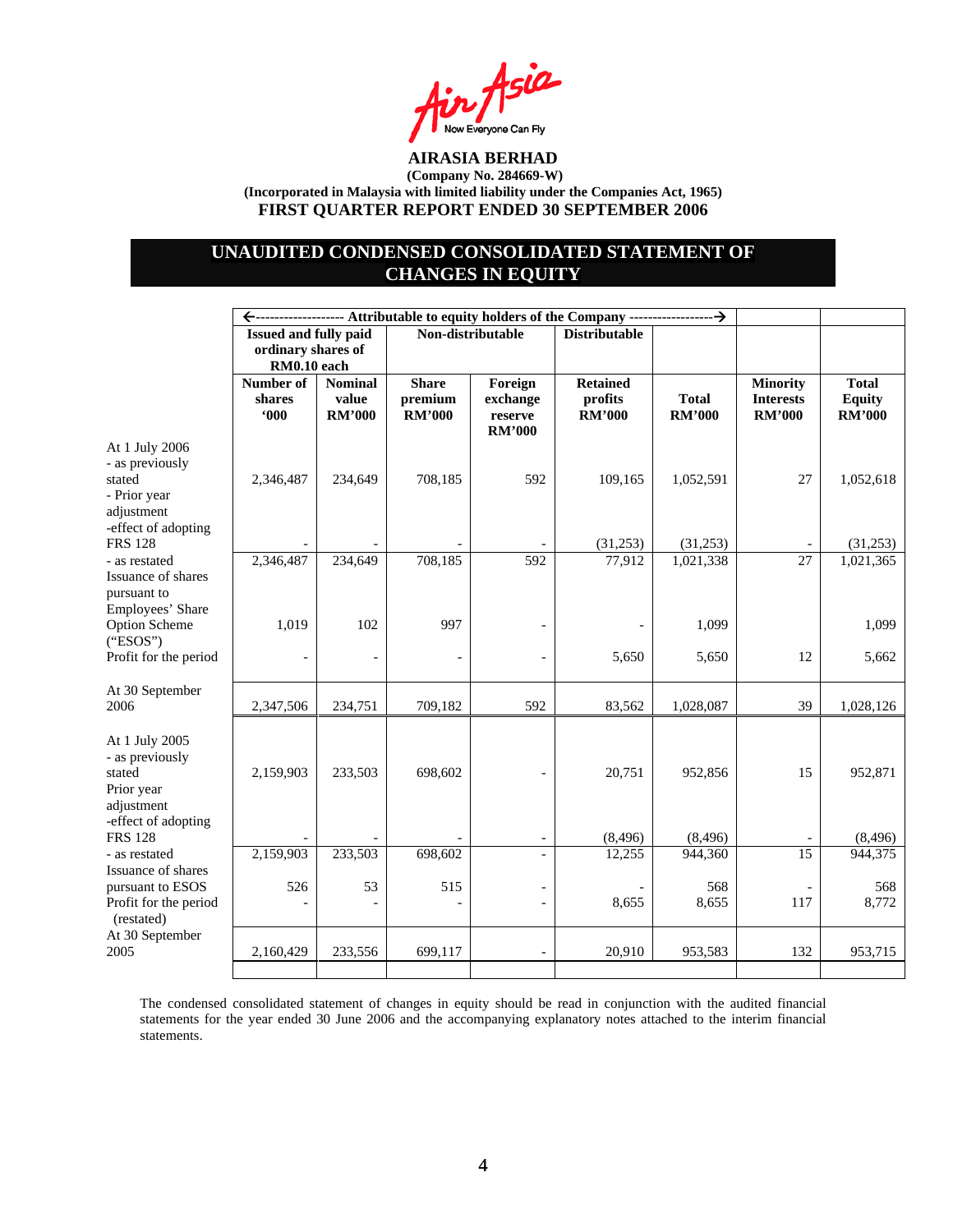**AIRASIA BERHAD**
**(Company No. 284669-W)**
**(Incorporated in Malaysia with limited liability under the Companies Act, 1965)**
**FIRST QUARTER REPORT ENDED 30 SEPTEMBER 2006**

## UNAUDITED CONDENSED CONSOLIDATED STATEMENT OF CHANGES IN EQUITY

| | ←------------------ Attributable to equity holders of the Company ------------------→ | | | | | | | |
|---|---|---|---|---|---|---|---|---|
| | Issued and fully paid ordinary shares of RM0.10 each | | Non-distributable | | Distributable | | | |
| | Number of shares '000 | Nominal value RM'000 | Share premium RM'000 | Foreign exchange reserve RM'000 | Retained profits RM'000 | Total RM'000 | Minority Interests RM'000 | Total Equity RM'000 |
| At 1 July 2006 | | | | | | | | |
| - as previously stated | 2,346,487 | 234,649 | 708,185 | 592 | 109,165 | 1,052,591 | 27 | 1,052,618 |
| - Prior year adjustment -effect of adopting FRS 128 | - | - | - | - | (31,253) | (31,253) | - | (31,253) |
| - as restated | 2,346,487 | 234,649 | 708,185 | 592 | 77,912 | 1,021,338 | 27 | 1,021,365 |
| Issuance of shares pursuant to Employees' Share Option Scheme ("ESOS") | 1,019 | 102 | 997 | - | - | 1,099 | | 1,099 |
| Profit for the period | - | - | - | - | 5,650 | 5,650 | 12 | 5,662 |
| At 30 September 2006 | 2,347,506 | 234,751 | 709,182 | 592 | 83,562 | 1,028,087 | 39 | 1,028,126 |
| At 1 July 2005 | | | | | | | | |
| - as previously stated | 2,159,903 | 233,503 | 698,602 | - | 20,751 | 952,856 | 15 | 952,871 |
| Prior year adjustment -effect of adopting FRS 128 | - | - | - | - | (8,496) | (8,496) | - | (8,496) |
| - as restated | 2,159,903 | 233,503 | 698,602 | - | 12,255 | 944,360 | 15 | 944,375 |
| Issuance of shares pursuant to ESOS | 526 | 53 | 515 | - | - | 568 | - | 568 |
| Profit for the period (restated) | - | - | - | - | 8,655 | 8,655 | 117 | 8,772 |
| At 30 September 2005 | 2,160,429 | 233,556 | 699,117 | - | 20,910 | 953,583 | 132 | 953,715 |

The condensed consolidated statement of changes in equity should be read in conjunction with the audited financial statements for the year ended 30 June 2006 and the accompanying explanatory notes attached to the interim financial statements.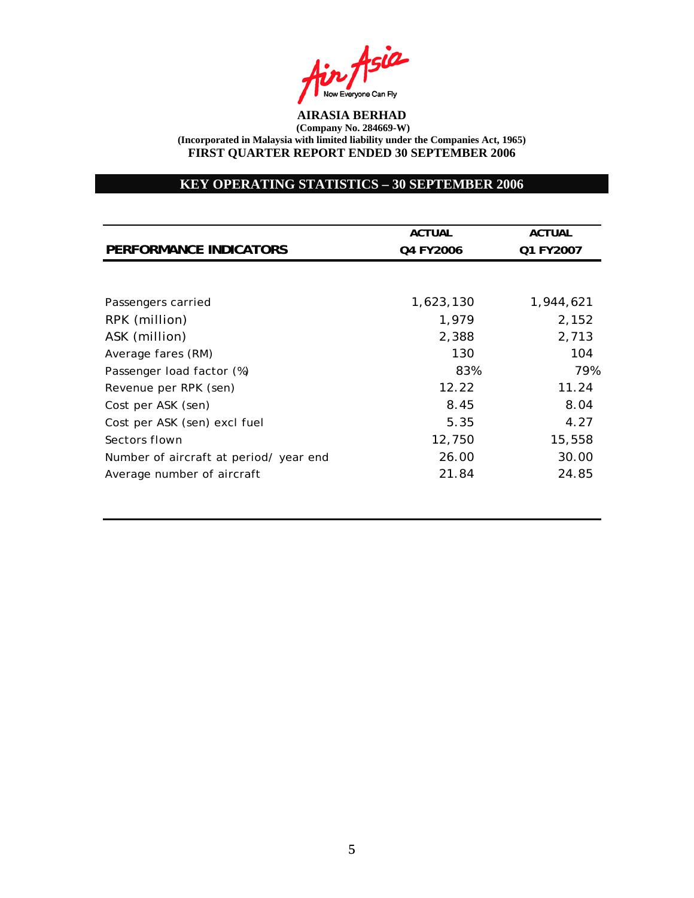**AIRASIA BERHAD**
**(Company No. 284669-W)**
**(Incorporated in Malaysia with limited liability under the Companies Act, 1965)**
**FIRST QUARTER REPORT ENDED 30 SEPTEMBER 2006**

## KEY OPERATING STATISTICS – 30 SEPTEMBER 2006

| PERFORMANCE INDICATORS | ACTUAL Q4 FY2006 | ACTUAL Q1 FY2007 |
|---|---|---|
| Passengers carried | 1,623,130 | 1,944,621 |
| RPK (million) | 1,979 | 2,152 |
| ASK (million) | 2,388 | 2,713 |
| Average fares (RM) | 130 | 104 |
| Passenger load factor (%) | 83% | 79% |
| Revenue per RPK (sen) | 12.22 | 11.24 |
| Cost per ASK (sen) | 8.45 | 8.04 |
| Cost per ASK (sen) excl fuel | 5.35 | 4.27 |
| Sectors flown | 12,750 | 15,558 |
| Number of aircraft at period/ year end | 26.00 | 30.00 |
| Average number of aircraft | 21.84 | 24.85 |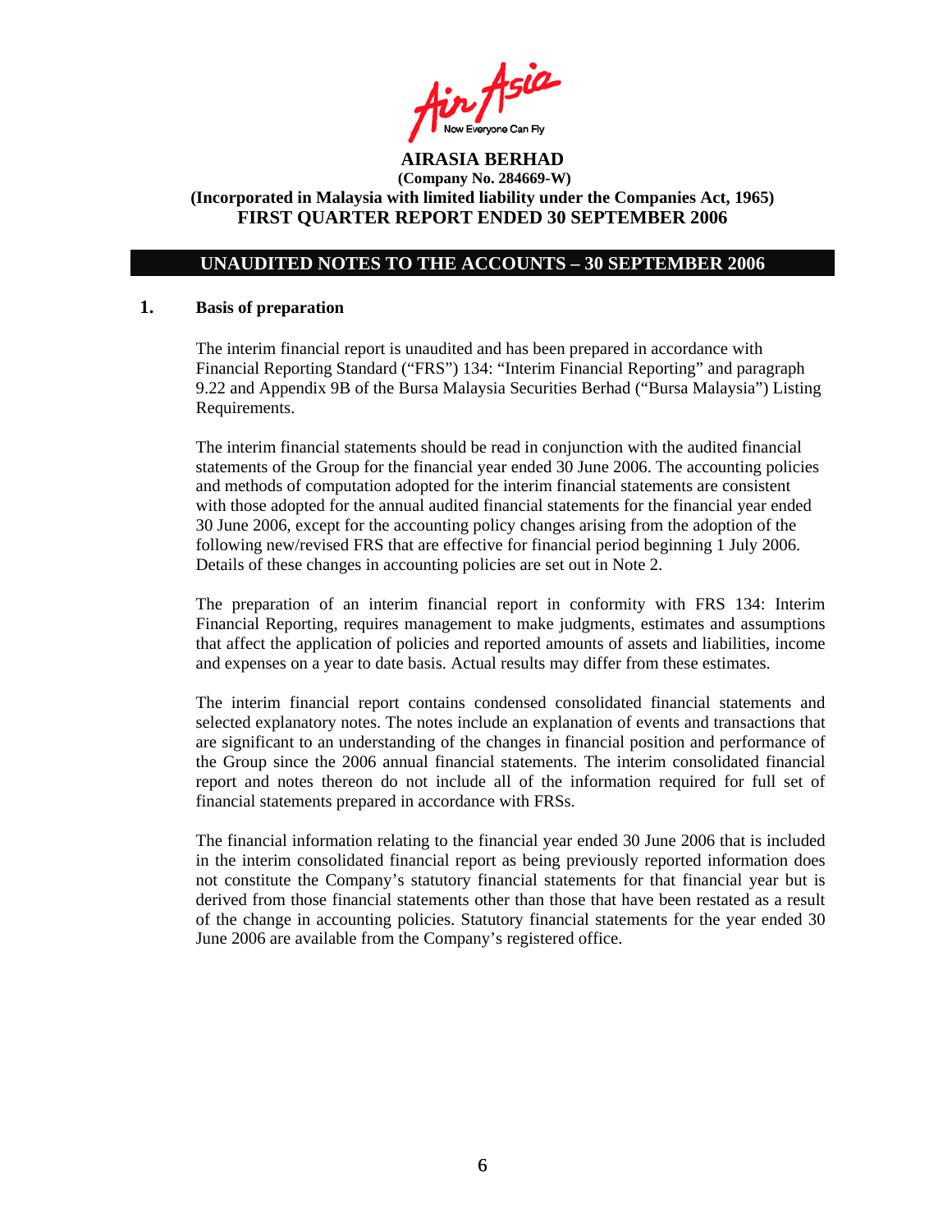**AIRASIA BERHAD**
**(Company No. 284669-W)**
**(Incorporated in Malaysia with limited liability under the Companies Act, 1965)**
**FIRST QUARTER REPORT ENDED 30 SEPTEMBER 2006**

## UNAUDITED NOTES TO THE ACCOUNTS – 30 SEPTEMBER 2006

### 1. Basis of preparation

The interim financial report is unaudited and has been prepared in accordance with Financial Reporting Standard ("FRS") 134: "Interim Financial Reporting" and paragraph 9.22 and Appendix 9B of the Bursa Malaysia Securities Berhad ("Bursa Malaysia") Listing Requirements.

The interim financial statements should be read in conjunction with the audited financial statements of the Group for the financial year ended 30 June 2006. The accounting policies and methods of computation adopted for the interim financial statements are consistent with those adopted for the annual audited financial statements for the financial year ended 30 June 2006, except for the accounting policy changes arising from the adoption of the following new/revised FRS that are effective for financial period beginning 1 July 2006. Details of these changes in accounting policies are set out in Note 2.

The preparation of an interim financial report in conformity with FRS 134: Interim Financial Reporting, requires management to make judgments, estimates and assumptions that affect the application of policies and reported amounts of assets and liabilities, income and expenses on a year to date basis. Actual results may differ from these estimates.

The interim financial report contains condensed consolidated financial statements and selected explanatory notes. The notes include an explanation of events and transactions that are significant to an understanding of the changes in financial position and performance of the Group since the 2006 annual financial statements. The interim consolidated financial report and notes thereon do not include all of the information required for full set of financial statements prepared in accordance with FRSs.

The financial information relating to the financial year ended 30 June 2006 that is included in the interim consolidated financial report as being previously reported information does not constitute the Company's statutory financial statements for that financial year but is derived from those financial statements other than those that have been restated as a result of the change in accounting policies. Statutory financial statements for the year ended 30 June 2006 are available from the Company's registered office.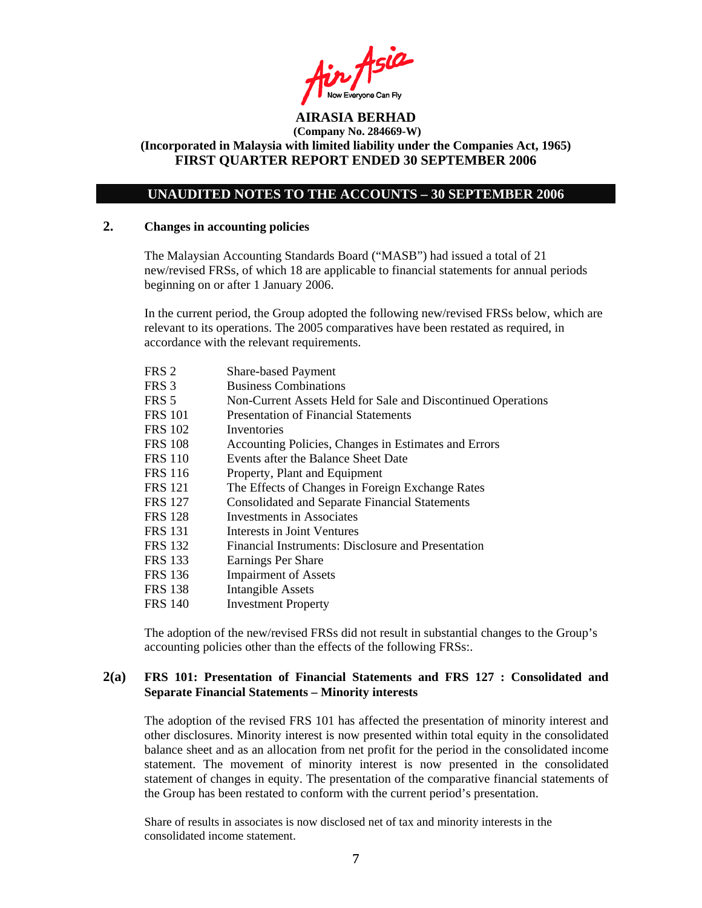**AIRASIA BERHAD**
**(Company No. 284669-W)**
**(Incorporated in Malaysia with limited liability under the Companies Act, 1965)**
**FIRST QUARTER REPORT ENDED 30 SEPTEMBER 2006**

## UNAUDITED NOTES TO THE ACCOUNTS – 30 SEPTEMBER 2006

### 2. Changes in accounting policies

The Malaysian Accounting Standards Board ("MASB") had issued a total of 21 new/revised FRSs, of which 18 are applicable to financial statements for annual periods beginning on or after 1 January 2006.

In the current period, the Group adopted the following new/revised FRSs below, which are relevant to its operations. The 2005 comparatives have been restated as required, in accordance with the relevant requirements.

| | |
|---|---|
| FRS 2 | Share-based Payment |
| FRS 3 | Business Combinations |
| FRS 5 | Non-Current Assets Held for Sale and Discontinued Operations |
| FRS 101 | Presentation of Financial Statements |
| FRS 102 | Inventories |
| FRS 108 | Accounting Policies, Changes in Estimates and Errors |
| FRS 110 | Events after the Balance Sheet Date |
| FRS 116 | Property, Plant and Equipment |
| FRS 121 | The Effects of Changes in Foreign Exchange Rates |
| FRS 127 | Consolidated and Separate Financial Statements |
| FRS 128 | Investments in Associates |
| FRS 131 | Interests in Joint Ventures |
| FRS 132 | Financial Instruments: Disclosure and Presentation |
| FRS 133 | Earnings Per Share |
| FRS 136 | Impairment of Assets |
| FRS 138 | Intangible Assets |
| FRS 140 | Investment Property |

The adoption of the new/revised FRSs did not result in substantial changes to the Group's accounting policies other than the effects of the following FRSs:.

### 2(a) FRS 101: Presentation of Financial Statements and FRS 127 : Consolidated and Separate Financial Statements – Minority interests

The adoption of the revised FRS 101 has affected the presentation of minority interest and other disclosures. Minority interest is now presented within total equity in the consolidated balance sheet and as an allocation from net profit for the period in the consolidated income statement. The movement of minority interest is now presented in the consolidated statement of changes in equity. The presentation of the comparative financial statements of the Group has been restated to conform with the current period's presentation.

Share of results in associates is now disclosed net of tax and minority interests in the consolidated income statement.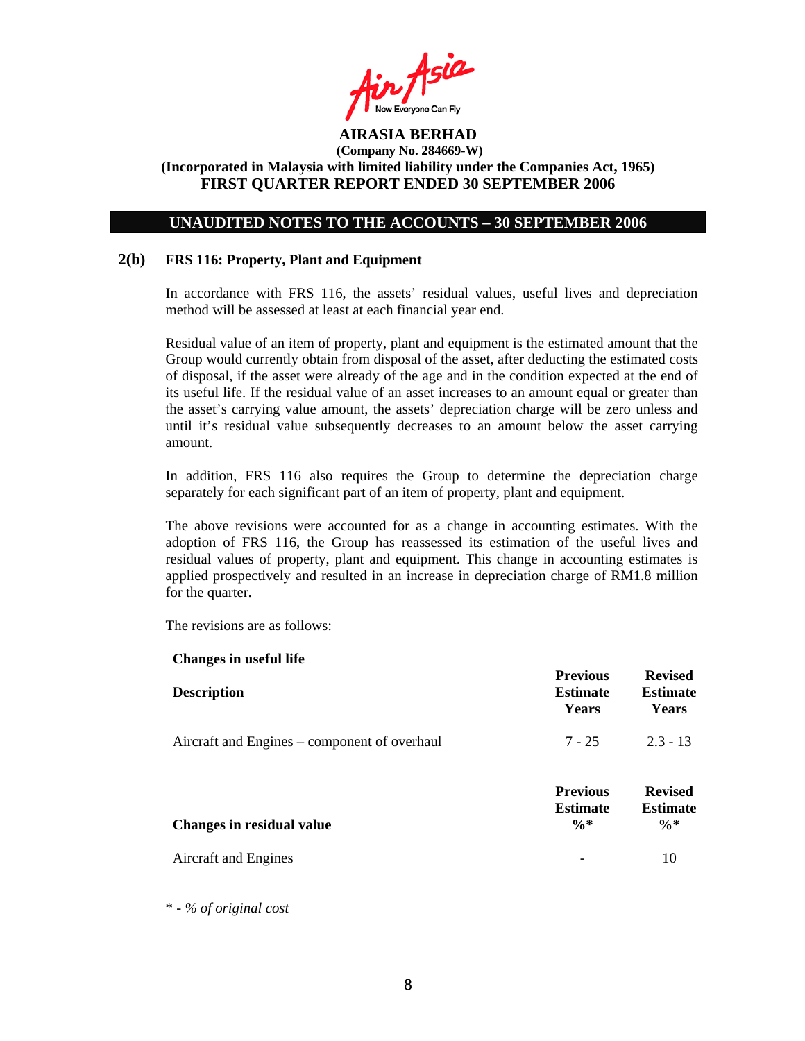**AIRASIA BERHAD**
**(Company No. 284669-W)**
**(Incorporated in Malaysia with limited liability under the Companies Act, 1965)**
**FIRST QUARTER REPORT ENDED 30 SEPTEMBER 2006**

## UNAUDITED NOTES TO THE ACCOUNTS – 30 SEPTEMBER 2006

### 2(b) FRS 116: Property, Plant and Equipment

In accordance with FRS 116, the assets' residual values, useful lives and depreciation method will be assessed at least at each financial year end.

Residual value of an item of property, plant and equipment is the estimated amount that the Group would currently obtain from disposal of the asset, after deducting the estimated costs of disposal, if the asset were already of the age and in the condition expected at the end of its useful life. If the residual value of an asset increases to an amount equal or greater than the asset's carrying value amount, the assets' depreciation charge will be zero unless and until it's residual value subsequently decreases to an amount below the asset carrying amount.

In addition, FRS 116 also requires the Group to determine the depreciation charge separately for each significant part of an item of property, plant and equipment.

The above revisions were accounted for as a change in accounting estimates. With the adoption of FRS 116, the Group has reassessed its estimation of the useful lives and residual values of property, plant and equipment. This change in accounting estimates is applied prospectively and resulted in an increase in depreciation charge of RM1.8 million for the quarter.

The revisions are as follows:

**Changes in useful life**

| Description | Previous Estimate Years | Revised Estimate Years |
|---|---|---|
| Aircraft and Engines – component of overhaul | 7 - 25 | 2.3 - 13 |

| Changes in residual value | Previous Estimate %* | Revised Estimate %* |
|---|---|---|
| Aircraft and Engines | - | 10 |

*\* - % of original cost*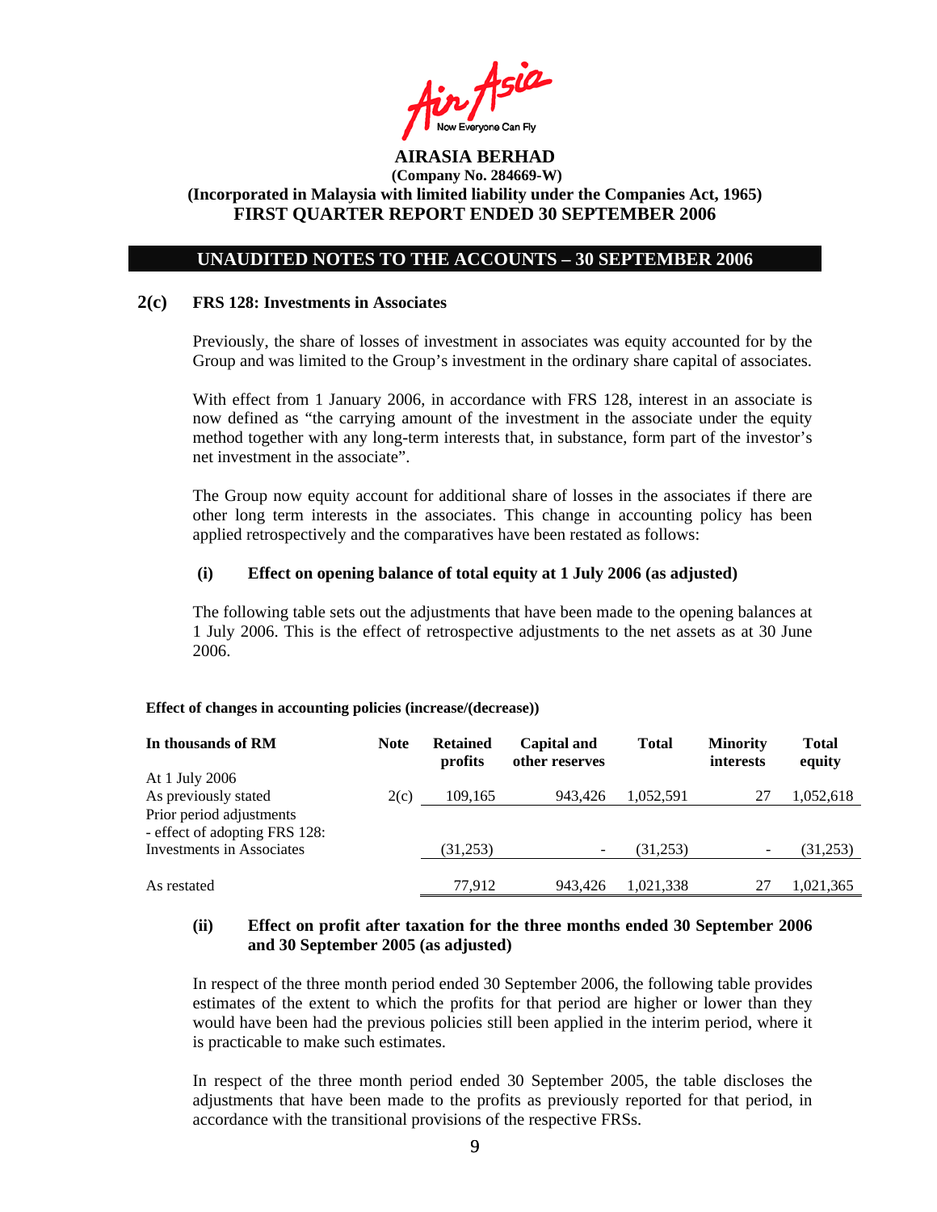**AIRASIA BERHAD**
**(Company No. 284669-W)**
**(Incorporated in Malaysia with limited liability under the Companies Act, 1965)**
**FIRST QUARTER REPORT ENDED 30 SEPTEMBER 2006**

## UNAUDITED NOTES TO THE ACCOUNTS – 30 SEPTEMBER 2006

### 2(c) FRS 128: Investments in Associates

Previously, the share of losses of investment in associates was equity accounted for by the Group and was limited to the Group's investment in the ordinary share capital of associates.

With effect from 1 January 2006, in accordance with FRS 128, interest in an associate is now defined as "the carrying amount of the investment in the associate under the equity method together with any long-term interests that, in substance, form part of the investor's net investment in the associate".

The Group now equity account for additional share of losses in the associates if there are other long term interests in the associates. This change in accounting policy has been applied retrospectively and the comparatives have been restated as follows:

**(i) Effect on opening balance of total equity at 1 July 2006 (as adjusted)**

The following table sets out the adjustments that have been made to the opening balances at 1 July 2006. This is the effect of retrospective adjustments to the net assets as at 30 June 2006.

**Effect of changes in accounting policies (increase/(decrease))**

| In thousands of RM | Note | Retained profits | Capital and other reserves | Total | Minority interests | Total equity |
|---|---|---|---|---|---|---|
| At 1 July 2006 | | | | | | |
| As previously stated | 2(c) | 109,165 | 943,426 | 1,052,591 | 27 | 1,052,618 |
| Prior period adjustments - effect of adopting FRS 128: Investments in Associates | | (31,253) | - | (31,253) | - | (31,253) |
| As restated | | 77,912 | 943,426 | 1,021,338 | 27 | 1,021,365 |

**(ii) Effect on profit after taxation for the three months ended 30 September 2006 and 30 September 2005 (as adjusted)**

In respect of the three month period ended 30 September 2006, the following table provides estimates of the extent to which the profits for that period are higher or lower than they would have been had the previous policies still been applied in the interim period, where it is practicable to make such estimates.

In respect of the three month period ended 30 September 2005, the table discloses the adjustments that have been made to the profits as previously reported for that period, in accordance with the transitional provisions of the respective FRSs.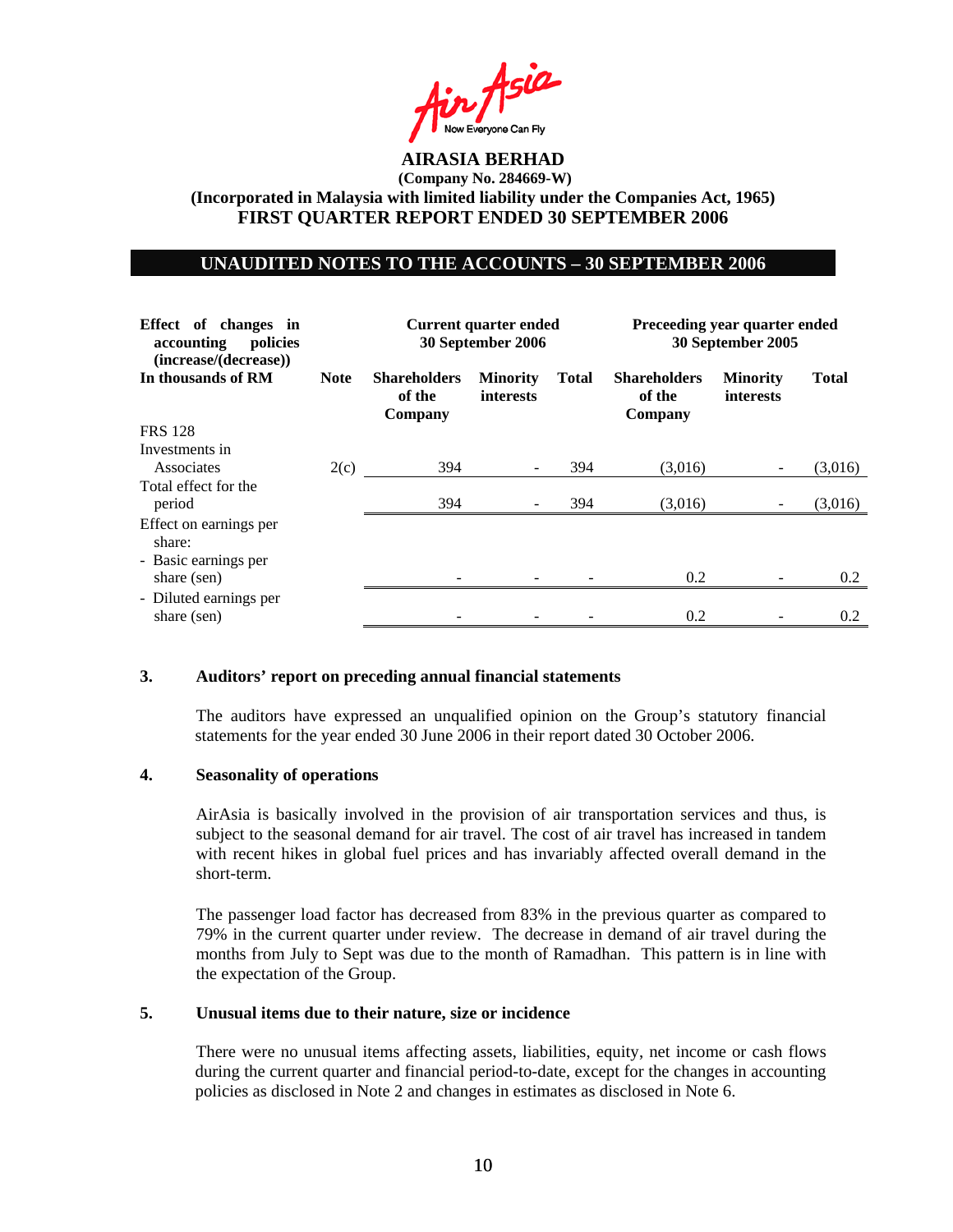**AIRASIA BERHAD**
**(Company No. 284669-W)**
**(Incorporated in Malaysia with limited liability under the Companies Act, 1965)**
**FIRST QUARTER REPORT ENDED 30 SEPTEMBER 2006**

## UNAUDITED NOTES TO THE ACCOUNTS – 30 SEPTEMBER 2006

| **Effect of changes in accounting policies (increase/(decrease))** | | **Current quarter ended 30 September 2006** | | | **Preceeding year quarter ended 30 September 2005** | | |
|---|---|---|---|---|---|---|---|
| **In thousands of RM** | **Note** | **Shareholders of the Company** | **Minority interests** | **Total** | **Shareholders of the Company** | **Minority interests** | **Total** |
| FRS 128 | | | | | | | |
| Investments in Associates | 2(c) | 394 | - | 394 | (3,016) | - | (3,016) |
| Total effect for the period | | 394 | - | 394 | (3,016) | - | (3,016) |
| Effect on earnings per share: | | | | | | | |
| - Basic earnings per share (sen) | | - | - | - | 0.2 | - | 0.2 |
| - Diluted earnings per share (sen) | | - | - | - | 0.2 | - | 0.2 |

### 3. Auditors' report on preceding annual financial statements

The auditors have expressed an unqualified opinion on the Group's statutory financial statements for the year ended 30 June 2006 in their report dated 30 October 2006.

### 4. Seasonality of operations

AirAsia is basically involved in the provision of air transportation services and thus, is subject to the seasonal demand for air travel. The cost of air travel has increased in tandem with recent hikes in global fuel prices and has invariably affected overall demand in the short-term.

The passenger load factor has decreased from 83% in the previous quarter as compared to 79% in the current quarter under review. The decrease in demand of air travel during the months from July to Sept was due to the month of Ramadhan. This pattern is in line with the expectation of the Group.

### 5. Unusual items due to their nature, size or incidence

There were no unusual items affecting assets, liabilities, equity, net income or cash flows during the current quarter and financial period-to-date, except for the changes in accounting policies as disclosed in Note 2 and changes in estimates as disclosed in Note 6.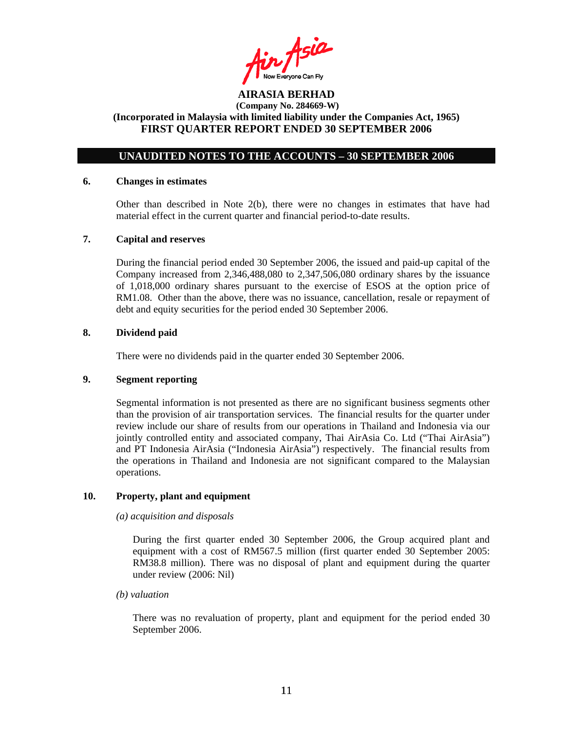**AIRASIA BERHAD**
**(Company No. 284669-W)**
**(Incorporated in Malaysia with limited liability under the Companies Act, 1965)**
**FIRST QUARTER REPORT ENDED 30 SEPTEMBER 2006**

## UNAUDITED NOTES TO THE ACCOUNTS – 30 SEPTEMBER 2006

### 6. Changes in estimates

Other than described in Note 2(b), there were no changes in estimates that have had material effect in the current quarter and financial period-to-date results.

### 7. Capital and reserves

During the financial period ended 30 September 2006, the issued and paid-up capital of the Company increased from 2,346,488,080 to 2,347,506,080 ordinary shares by the issuance of 1,018,000 ordinary shares pursuant to the exercise of ESOS at the option price of RM1.08. Other than the above, there was no issuance, cancellation, resale or repayment of debt and equity securities for the period ended 30 September 2006.

### 8. Dividend paid

There were no dividends paid in the quarter ended 30 September 2006.

### 9. Segment reporting

Segmental information is not presented as there are no significant business segments other than the provision of air transportation services. The financial results for the quarter under review include our share of results from our operations in Thailand and Indonesia via our jointly controlled entity and associated company, Thai AirAsia Co. Ltd ("Thai AirAsia") and PT Indonesia AirAsia ("Indonesia AirAsia") respectively. The financial results from the operations in Thailand and Indonesia are not significant compared to the Malaysian operations.

### 10. Property, plant and equipment

*(a) acquisition and disposals*

During the first quarter ended 30 September 2006, the Group acquired plant and equipment with a cost of RM567.5 million (first quarter ended 30 September 2005: RM38.8 million). There was no disposal of plant and equipment during the quarter under review (2006: Nil)

*(b) valuation*

There was no revaluation of property, plant and equipment for the period ended 30 September 2006.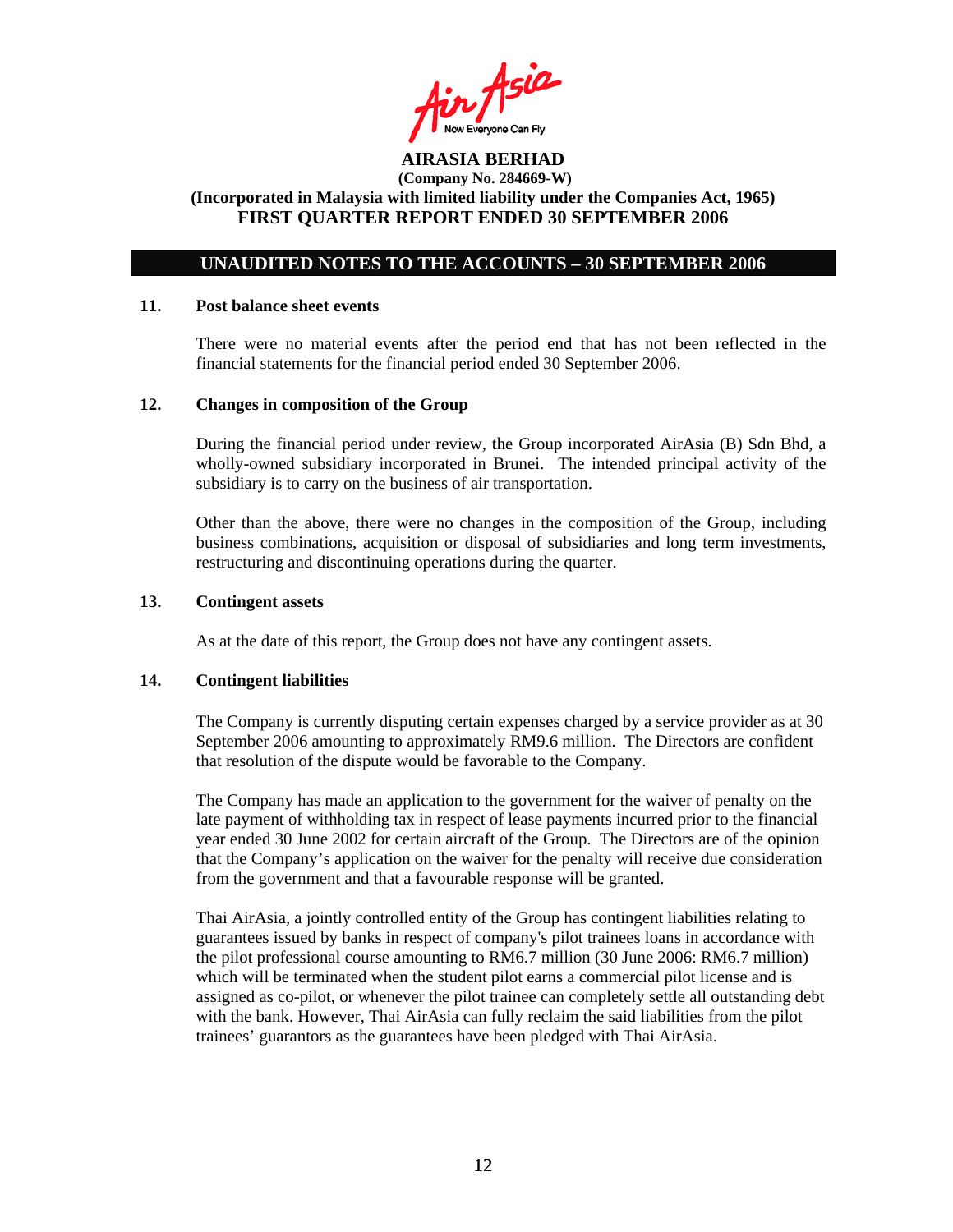**AIRASIA BERHAD**
**(Company No. 284669-W)**
**(Incorporated in Malaysia with limited liability under the Companies Act, 1965)**
**FIRST QUARTER REPORT ENDED 30 SEPTEMBER 2006**

## UNAUDITED NOTES TO THE ACCOUNTS – 30 SEPTEMBER 2006

### 11. Post balance sheet events

There were no material events after the period end that has not been reflected in the financial statements for the financial period ended 30 September 2006.

### 12. Changes in composition of the Group

During the financial period under review, the Group incorporated AirAsia (B) Sdn Bhd, a wholly-owned subsidiary incorporated in Brunei. The intended principal activity of the subsidiary is to carry on the business of air transportation.

Other than the above, there were no changes in the composition of the Group, including business combinations, acquisition or disposal of subsidiaries and long term investments, restructuring and discontinuing operations during the quarter.

### 13. Contingent assets

As at the date of this report, the Group does not have any contingent assets.

### 14. Contingent liabilities

The Company is currently disputing certain expenses charged by a service provider as at 30 September 2006 amounting to approximately RM9.6 million. The Directors are confident that resolution of the dispute would be favorable to the Company.

The Company has made an application to the government for the waiver of penalty on the late payment of withholding tax in respect of lease payments incurred prior to the financial year ended 30 June 2002 for certain aircraft of the Group. The Directors are of the opinion that the Company's application on the waiver for the penalty will receive due consideration from the government and that a favourable response will be granted.

Thai AirAsia, a jointly controlled entity of the Group has contingent liabilities relating to guarantees issued by banks in respect of company's pilot trainees loans in accordance with the pilot professional course amounting to RM6.7 million (30 June 2006: RM6.7 million) which will be terminated when the student pilot earns a commercial pilot license and is assigned as co-pilot, or whenever the pilot trainee can completely settle all outstanding debt with the bank. However, Thai AirAsia can fully reclaim the said liabilities from the pilot trainees' guarantors as the guarantees have been pledged with Thai AirAsia.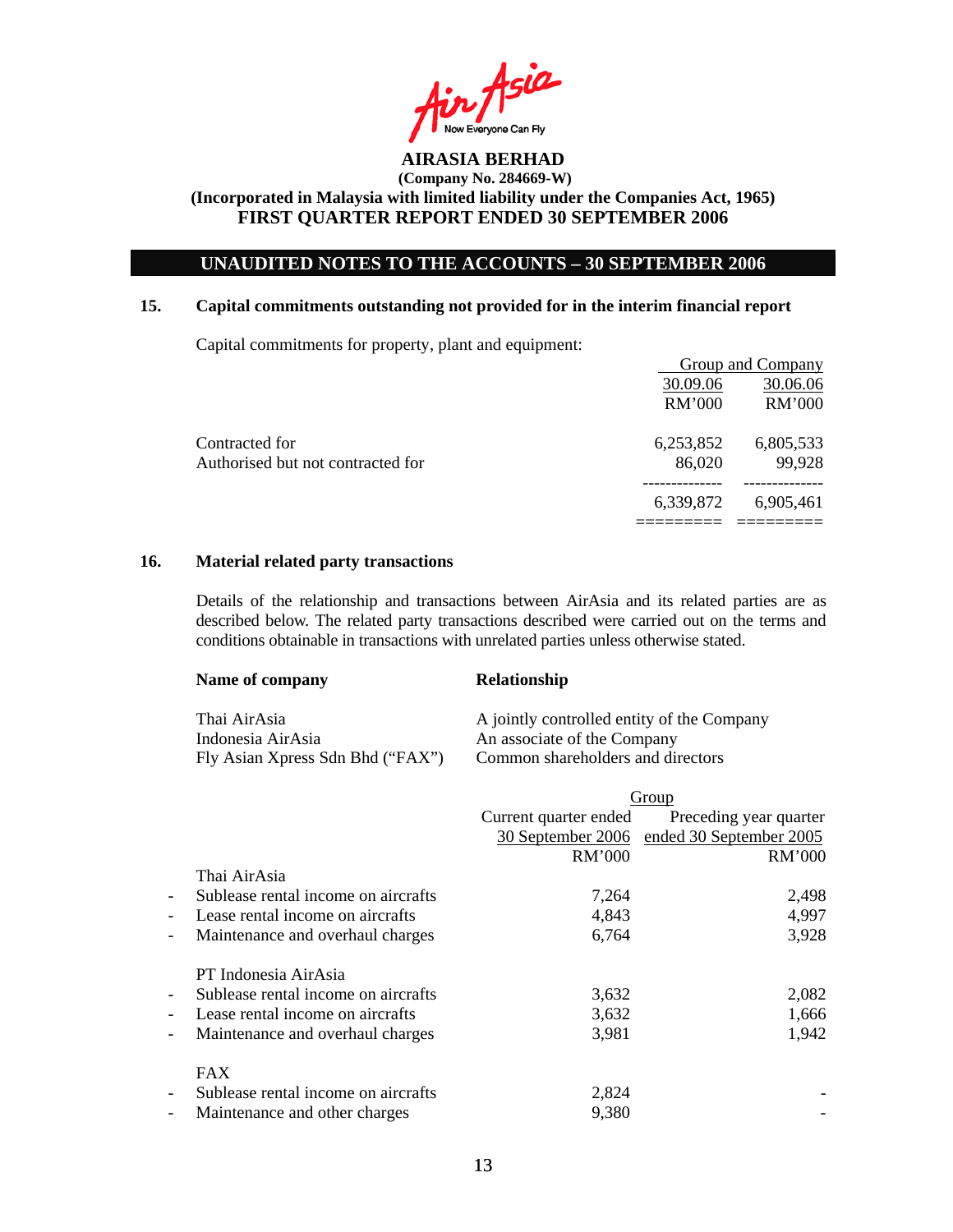AirAsia
Now Everyone Can Fly

**AIRASIA BERHAD**
**(Company No. 284669-W)**
**(Incorporated in Malaysia with limited liability under the Companies Act, 1965)**
**FIRST QUARTER REPORT ENDED 30 SEPTEMBER 2006**

## UNAUDITED NOTES TO THE ACCOUNTS – 30 SEPTEMBER 2006

### 15. Capital commitments outstanding not provided for in the interim financial report

Capital commitments for property, plant and equipment:

| | Group and Company | |
|---|---|---|
| | 30.09.06 | 30.06.06 |
| | RM'000 | RM'000 |
| Contracted for | 6,253,852 | 6,805,533 |
| Authorised but not contracted for | 86,020 | 99,928 |
| | 6,339,872 | 6,905,461 |

### 16. Material related party transactions

Details of the relationship and transactions between AirAsia and its related parties are as described below. The related party transactions described were carried out on the terms and conditions obtainable in transactions with unrelated parties unless otherwise stated.

| **Name of company** | **Relationship** |
|---|---|
| Thai AirAsia | A jointly controlled entity of the Company |
| Indonesia AirAsia | An associate of the Company |
| Fly Asian Xpress Sdn Bhd ("FAX") | Common shareholders and directors |

| | Group | |
|---|---|---|
| | Current quarter ended 30 September 2006 | Preceding year quarter ended 30 September 2005 |
| | RM'000 | RM'000 |
| Thai AirAsia | | |
| - Sublease rental income on aircrafts | 7,264 | 2,498 |
| - Lease rental income on aircrafts | 4,843 | 4,997 |
| - Maintenance and overhaul charges | 6,764 | 3,928 |
| PT Indonesia AirAsia | | |
| - Sublease rental income on aircrafts | 3,632 | 2,082 |
| - Lease rental income on aircrafts | 3,632 | 1,666 |
| - Maintenance and overhaul charges | 3,981 | 1,942 |
| FAX | | |
| - Sublease rental income on aircrafts | 2,824 | - |
| - Maintenance and other charges | 9,380 | - |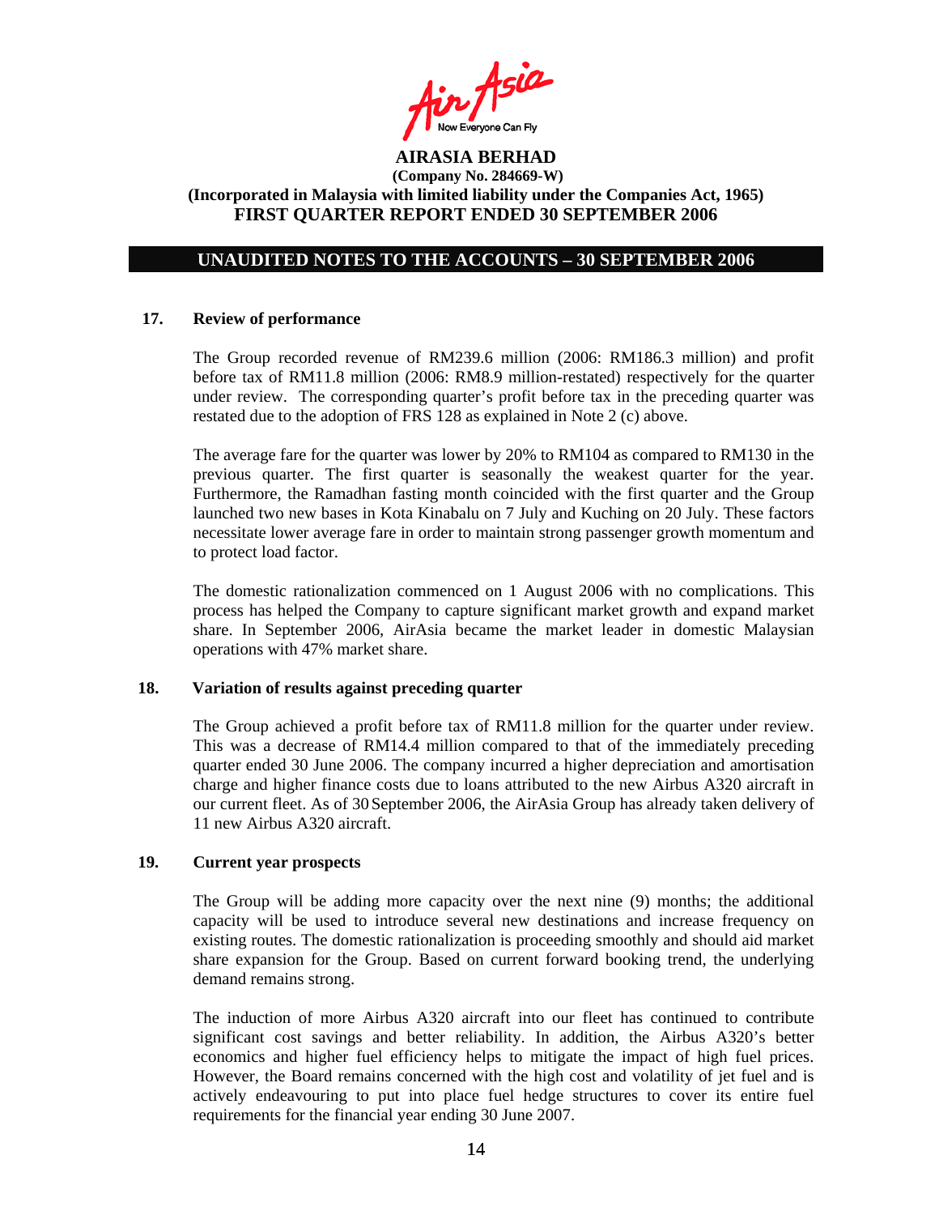**AIRASIA BERHAD**
**(Company No. 284669-W)**
**(Incorporated in Malaysia with limited liability under the Companies Act, 1965)**
**FIRST QUARTER REPORT ENDED 30 SEPTEMBER 2006**

## UNAUDITED NOTES TO THE ACCOUNTS – 30 SEPTEMBER 2006

### 17. Review of performance

The Group recorded revenue of RM239.6 million (2006: RM186.3 million) and profit before tax of RM11.8 million (2006: RM8.9 million-restated) respectively for the quarter under review. The corresponding quarter's profit before tax in the preceding quarter was restated due to the adoption of FRS 128 as explained in Note 2 (c) above.

The average fare for the quarter was lower by 20% to RM104 as compared to RM130 in the previous quarter. The first quarter is seasonally the weakest quarter for the year. Furthermore, the Ramadhan fasting month coincided with the first quarter and the Group launched two new bases in Kota Kinabalu on 7 July and Kuching on 20 July. These factors necessitate lower average fare in order to maintain strong passenger growth momentum and to protect load factor.

The domestic rationalization commenced on 1 August 2006 with no complications. This process has helped the Company to capture significant market growth and expand market share. In September 2006, AirAsia became the market leader in domestic Malaysian operations with 47% market share.

### 18. Variation of results against preceding quarter

The Group achieved a profit before tax of RM11.8 million for the quarter under review. This was a decrease of RM14.4 million compared to that of the immediately preceding quarter ended 30 June 2006. The company incurred a higher depreciation and amortisation charge and higher finance costs due to loans attributed to the new Airbus A320 aircraft in our current fleet. As of 30 September 2006, the AirAsia Group has already taken delivery of 11 new Airbus A320 aircraft.

### 19. Current year prospects

The Group will be adding more capacity over the next nine (9) months; the additional capacity will be used to introduce several new destinations and increase frequency on existing routes. The domestic rationalization is proceeding smoothly and should aid market share expansion for the Group. Based on current forward booking trend, the underlying demand remains strong.

The induction of more Airbus A320 aircraft into our fleet has continued to contribute significant cost savings and better reliability. In addition, the Airbus A320's better economics and higher fuel efficiency helps to mitigate the impact of high fuel prices. However, the Board remains concerned with the high cost and volatility of jet fuel and is actively endeavouring to put into place fuel hedge structures to cover its entire fuel requirements for the financial year ending 30 June 2007.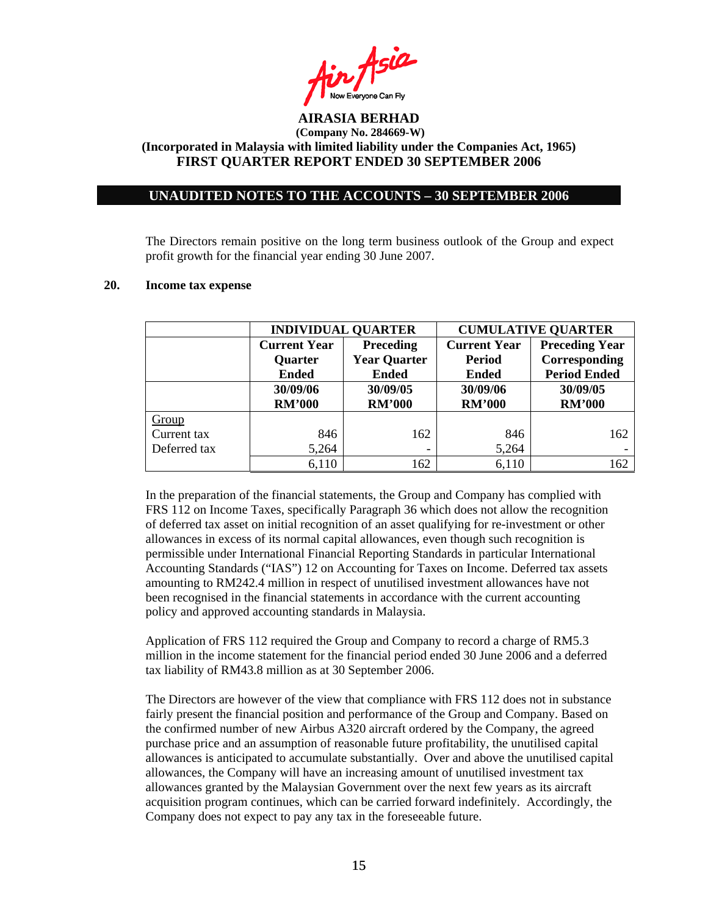AIRASIA BERHAD
(Company No. 284669-W)
(Incorporated in Malaysia with limited liability under the Companies Act, 1965)
FIRST QUARTER REPORT ENDED 30 SEPTEMBER 2006

## UNAUDITED NOTES TO THE ACCOUNTS – 30 SEPTEMBER 2006

The Directors remain positive on the long term business outlook of the Group and expect profit growth for the financial year ending 30 June 2007.

### 20. Income tax expense

| | INDIVIDUAL QUARTER | | CUMULATIVE QUARTER | |
|---|---|---|---|---|
| | Current Year Quarter Ended | Preceding Year Quarter Ended | Current Year Period Ended | Preceding Year Corresponding Period Ended |
| | 30/09/06 RM'000 | 30/09/05 RM'000 | 30/09/06 RM'000 | 30/09/05 RM'000 |
| Group | | | | |
| Current tax | 846 | 162 | 846 | 162 |
| Deferred tax | 5,264 | - | 5,264 | - |
| | 6,110 | 162 | 6,110 | 162 |

In the preparation of the financial statements, the Group and Company has complied with FRS 112 on Income Taxes, specifically Paragraph 36 which does not allow the recognition of deferred tax asset on initial recognition of an asset qualifying for re-investment or other allowances in excess of its normal capital allowances, even though such recognition is permissible under International Financial Reporting Standards in particular International Accounting Standards ("IAS") 12 on Accounting for Taxes on Income. Deferred tax assets amounting to RM242.4 million in respect of unutilised investment allowances have not been recognised in the financial statements in accordance with the current accounting policy and approved accounting standards in Malaysia.

Application of FRS 112 required the Group and Company to record a charge of RM5.3 million in the income statement for the financial period ended 30 June 2006 and a deferred tax liability of RM43.8 million as at 30 September 2006.

The Directors are however of the view that compliance with FRS 112 does not in substance fairly present the financial position and performance of the Group and Company. Based on the confirmed number of new Airbus A320 aircraft ordered by the Company, the agreed purchase price and an assumption of reasonable future profitability, the unutilised capital allowances is anticipated to accumulate substantially. Over and above the unutilised capital allowances, the Company will have an increasing amount of unutilised investment tax allowances granted by the Malaysian Government over the next few years as its aircraft acquisition program continues, which can be carried forward indefinitely. Accordingly, the Company does not expect to pay any tax in the foreseeable future.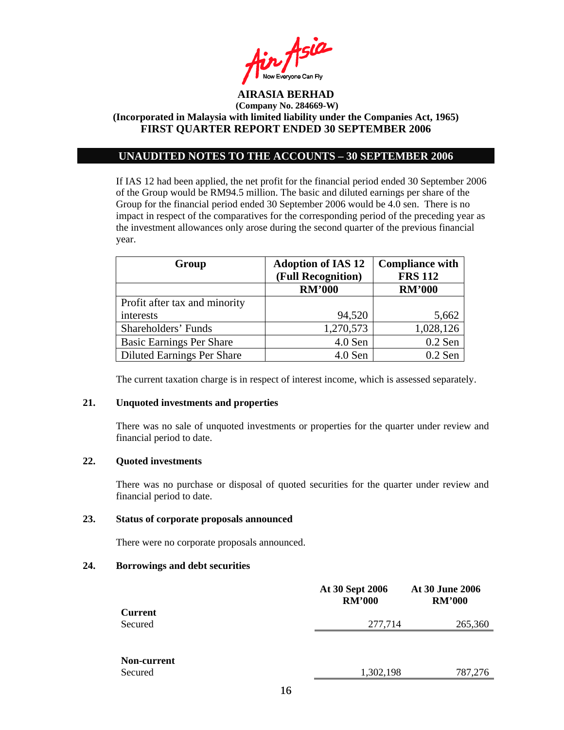**AIRASIA BERHAD**
**(Company No. 284669-W)**
**(Incorporated in Malaysia with limited liability under the Companies Act, 1965)**
**FIRST QUARTER REPORT ENDED 30 SEPTEMBER 2006**

## UNAUDITED NOTES TO THE ACCOUNTS – 30 SEPTEMBER 2006

If IAS 12 had been applied, the net profit for the financial period ended 30 September 2006 of the Group would be RM94.5 million. The basic and diluted earnings per share of the Group for the financial period ended 30 September 2006 would be 4.0 sen. There is no impact in respect of the comparatives for the corresponding period of the preceding year as the investment allowances only arose during the second quarter of the previous financial year.

| Group | Adoption of IAS 12 (Full Recognition) | Compliance with FRS 112 |
|---|---|---|
| | RM'000 | RM'000 |
| Profit after tax and minority interests | 94,520 | 5,662 |
| Shareholders' Funds | 1,270,573 | 1,028,126 |
| Basic Earnings Per Share | 4.0 Sen | 0.2 Sen |
| Diluted Earnings Per Share | 4.0 Sen | 0.2 Sen |

The current taxation charge is in respect of interest income, which is assessed separately.

### 21. Unquoted investments and properties

There was no sale of unquoted investments or properties for the quarter under review and financial period to date.

### 22. Quoted investments

There was no purchase or disposal of quoted securities for the quarter under review and financial period to date.

### 23. Status of corporate proposals announced

There were no corporate proposals announced.

### 24. Borrowings and debt securities

| | At 30 Sept 2006 RM'000 | At 30 June 2006 RM'000 |
|---|---|---|
| **Current** | | |
| Secured | 277,714 | 265,360 |
| **Non-current** | | |
| Secured | 1,302,198 | 787,276 |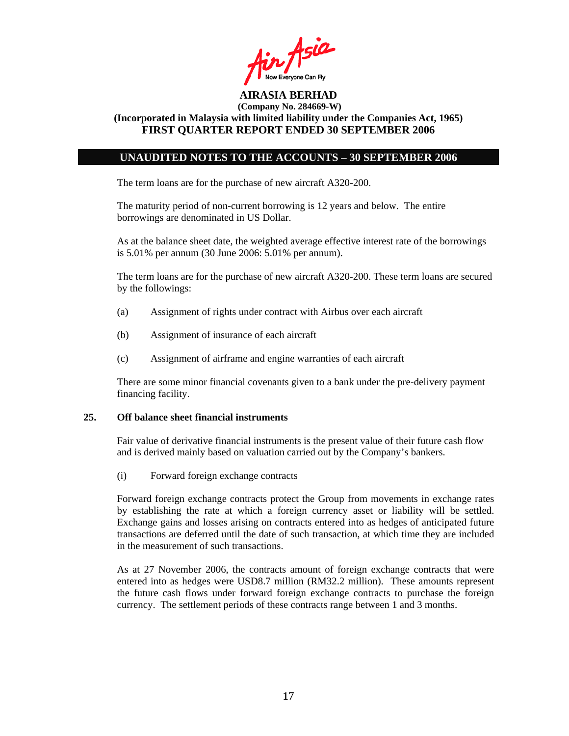The term loans are for the purchase of new aircraft A320-200.

The maturity period of non-current borrowing is 12 years and below. The entire borrowings are denominated in US Dollar.

As at the balance sheet date, the weighted average effective interest rate of the borrowings is 5.01% per annum (30 June 2006: 5.01% per annum).

The term loans are for the purchase of new aircraft A320-200. These term loans are secured by the followings:

(a) Assignment of rights under contract with Airbus over each aircraft

(b) Assignment of insurance of each aircraft

(c) Assignment of airframe and engine warranties of each aircraft

There are some minor financial covenants given to a bank under the pre-delivery payment financing facility.

## 25. Off balance sheet financial instruments

Fair value of derivative financial instruments is the present value of their future cash flow and is derived mainly based on valuation carried out by the Company's bankers.

(i) Forward foreign exchange contracts

Forward foreign exchange contracts protect the Group from movements in exchange rates by establishing the rate at which a foreign currency asset or liability will be settled. Exchange gains and losses arising on contracts entered into as hedges of anticipated future transactions are deferred until the date of such transaction, at which time they are included in the measurement of such transactions.

As at 27 November 2006, the contracts amount of foreign exchange contracts that were entered into as hedges were USD8.7 million (RM32.2 million). These amounts represent the future cash flows under forward foreign exchange contracts to purchase the foreign currency. The settlement periods of these contracts range between 1 and 3 months.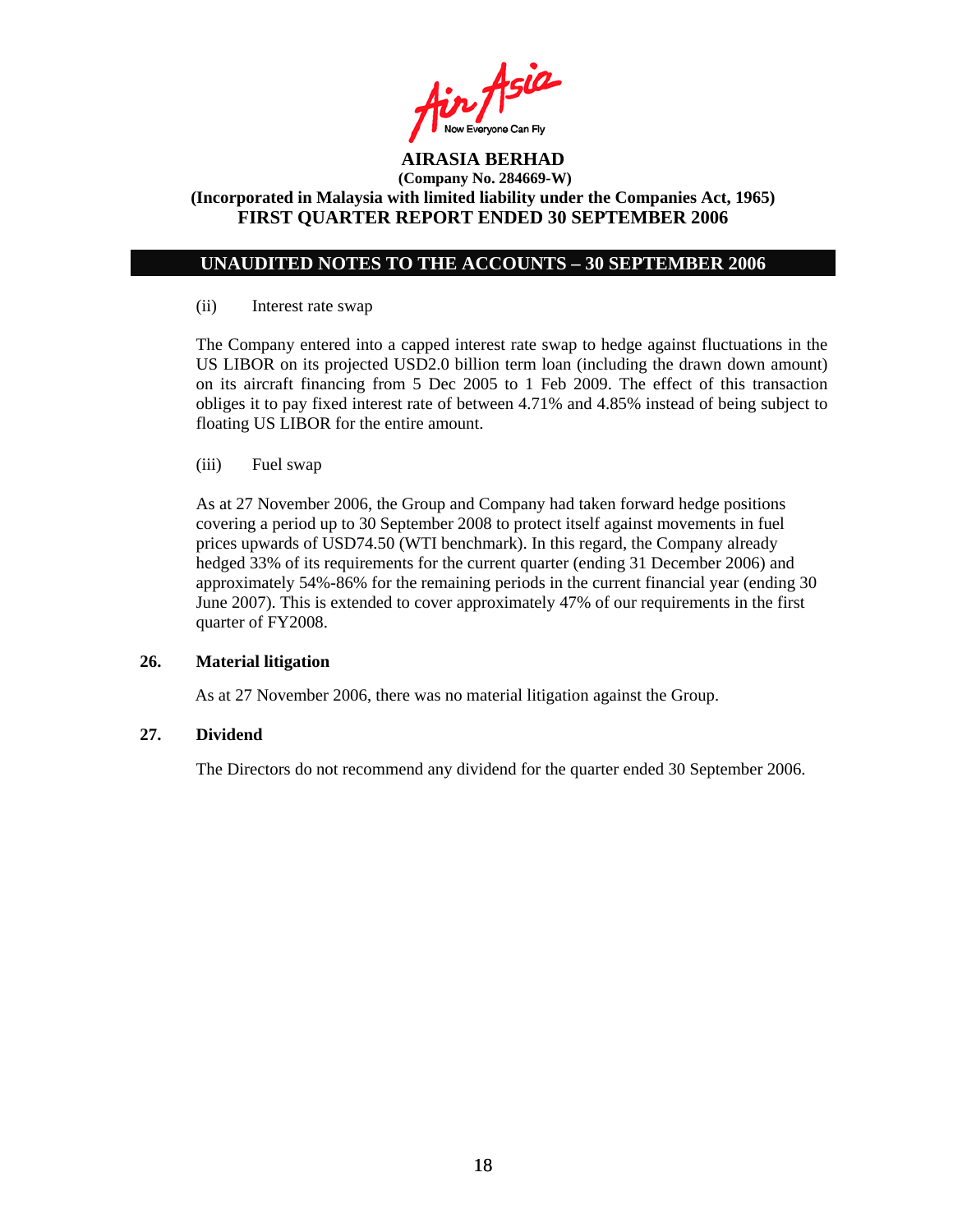**AIRASIA BERHAD**
**(Company No. 284669-W)**
**(Incorporated in Malaysia with limited liability under the Companies Act, 1965)**
**FIRST QUARTER REPORT ENDED 30 SEPTEMBER 2006**

## UNAUDITED NOTES TO THE ACCOUNTS – 30 SEPTEMBER 2006

(ii) Interest rate swap

The Company entered into a capped interest rate swap to hedge against fluctuations in the US LIBOR on its projected USD2.0 billion term loan (including the drawn down amount) on its aircraft financing from 5 Dec 2005 to 1 Feb 2009. The effect of this transaction obliges it to pay fixed interest rate of between 4.71% and 4.85% instead of being subject to floating US LIBOR for the entire amount.

(iii) Fuel swap

As at 27 November 2006, the Group and Company had taken forward hedge positions covering a period up to 30 September 2008 to protect itself against movements in fuel prices upwards of USD74.50 (WTI benchmark). In this regard, the Company already hedged 33% of its requirements for the current quarter (ending 31 December 2006) and approximately 54%-86% for the remaining periods in the current financial year (ending 30 June 2007). This is extended to cover approximately 47% of our requirements in the first quarter of FY2008.

### 26. Material litigation

As at 27 November 2006, there was no material litigation against the Group.

### 27. Dividend

The Directors do not recommend any dividend for the quarter ended 30 September 2006.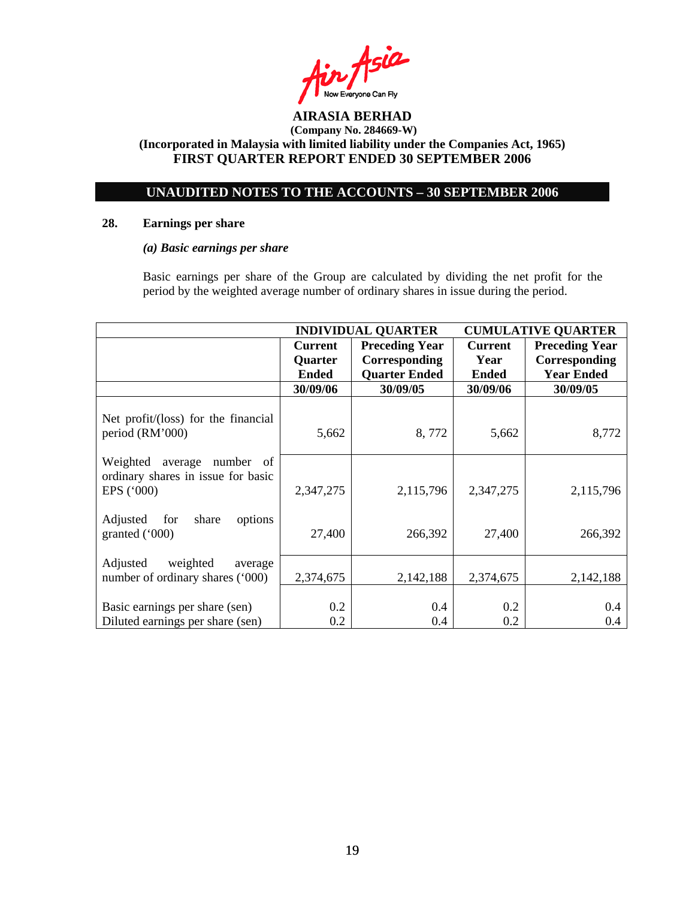**AIRASIA BERHAD**
**(Company No. 284669-W)**
**(Incorporated in Malaysia with limited liability under the Companies Act, 1965)**
**FIRST QUARTER REPORT ENDED 30 SEPTEMBER 2006**

**UNAUDITED NOTES TO THE ACCOUNTS – 30 SEPTEMBER 2006**

**28. Earnings per share**

***(a) Basic earnings per share***

Basic earnings per share of the Group are calculated by dividing the net profit for the period by the weighted average number of ordinary shares in issue during the period.

| | INDIVIDUAL QUARTER | | CUMULATIVE QUARTER | |
|---|---|---|---|---|
| | Current Quarter Ended | Preceding Year Corresponding Quarter Ended | Current Year Ended | Preceding Year Corresponding Year Ended |
| | 30/09/06 | 30/09/05 | 30/09/06 | 30/09/05 |
| Net profit/(loss) for the financial period (RM'000) | 5,662 | 8, 772 | 5,662 | 8,772 |
| Weighted average number of ordinary shares in issue for basic EPS ('000) | 2,347,275 | 2,115,796 | 2,347,275 | 2,115,796 |
| Adjusted for share options granted ('000) | 27,400 | 266,392 | 27,400 | 266,392 |
| Adjusted weighted average number of ordinary shares ('000) | 2,374,675 | 2,142,188 | 2,374,675 | 2,142,188 |
| Basic earnings per share (sen) | 0.2 | 0.4 | 0.2 | 0.4 |
| Diluted earnings per share (sen) | 0.2 | 0.4 | 0.2 | 0.4 |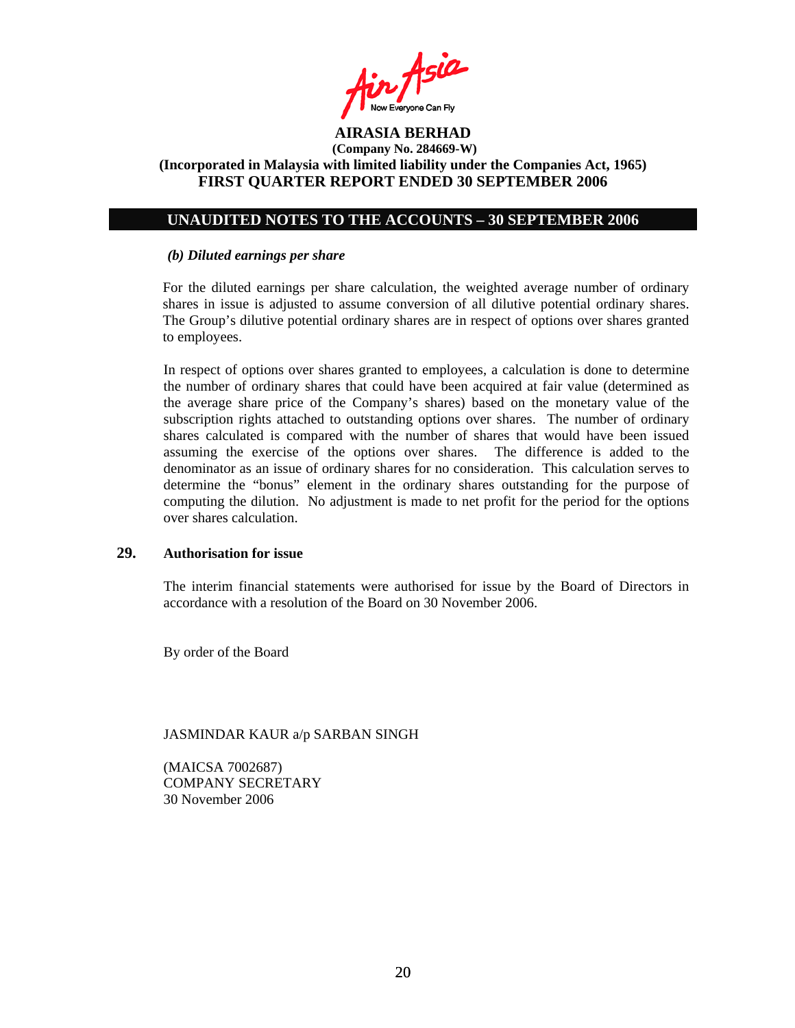**AIRASIA BERHAD**
**(Company No. 284669-W)**
**(Incorporated in Malaysia with limited liability under the Companies Act, 1965)**
**FIRST QUARTER REPORT ENDED 30 SEPTEMBER 2006**

## UNAUDITED NOTES TO THE ACCOUNTS – 30 SEPTEMBER 2006

***(b) Diluted earnings per share***

For the diluted earnings per share calculation, the weighted average number of ordinary shares in issue is adjusted to assume conversion of all dilutive potential ordinary shares. The Group's dilutive potential ordinary shares are in respect of options over shares granted to employees.

In respect of options over shares granted to employees, a calculation is done to determine the number of ordinary shares that could have been acquired at fair value (determined as the average share price of the Company's shares) based on the monetary value of the subscription rights attached to outstanding options over shares. The number of ordinary shares calculated is compared with the number of shares that would have been issued assuming the exercise of the options over shares. The difference is added to the denominator as an issue of ordinary shares for no consideration. This calculation serves to determine the "bonus" element in the ordinary shares outstanding for the purpose of computing the dilution. No adjustment is made to net profit for the period for the options over shares calculation.

## 29. Authorisation for issue

The interim financial statements were authorised for issue by the Board of Directors in accordance with a resolution of the Board on 30 November 2006.

By order of the Board

JASMINDAR KAUR a/p SARBAN SINGH

(MAICSA 7002687)
COMPANY SECRETARY
30 November 2006